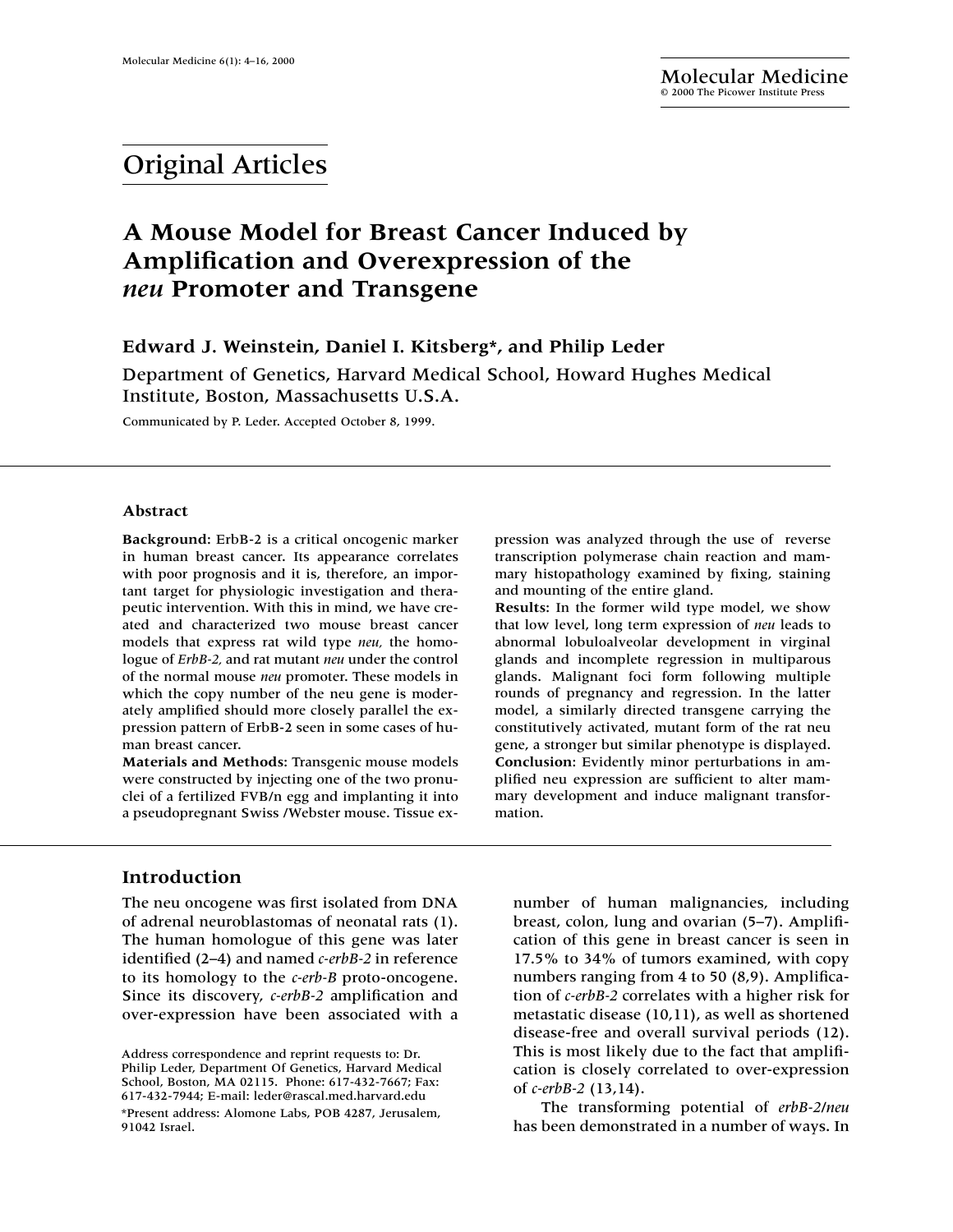# Original Articles

## A Mouse Model for Breast Cancer Induced by Amplification and Overexpression of the *neu* Promoter and Transgene

**Edward J. Weinstein, Daniel I. Kitsberg\*, and Philip Leder**

Department of Genetics, Harvard Medical School, Howard Hughes Medical Institute, Boston, Massachusetts U.S.A.

Communicated by P. Leder. Accepted October 8, 1999.

### Abstract

**Background**: ErbB-2 is a critical oncogenic marker in human breast cancer. Its appearance correlates with poor prognosis and it is, therefore, an important target for physiologic investigation and therapeutic intervention. With this in mind, we have created and characterized two mouse breast cancer models that express rat wild type *neu,* the homologue of *ErbB-2,* and rat mutant *neu* under the control of the normal mouse *neu* promoter. These models in which the copy number of the neu gene is moderately amplified should more closely parallel the expression pattern of ErbB-2 seen in some cases of human breast cancer.

**Materials and Methods**: Transgenic mouse models were constructed by injecting one of the two pronuclei of a fertilized FVB/n egg and implanting it into a pseudopregnant Swiss /Webster mouse. Tissue expression was analyzed through the use of reverse transcription polymerase chain reaction and mammary histopathology examined by fixing, staining and mounting of the entire gland.

**Results**: In the former wild type model, we show that low level, long term expression of *neu* leads to abnormal lobuloalveolar development in virginal glands and incomplete regression in multiparous glands. Malignant foci form following multiple rounds of pregnancy and regression. In the latter model, a similarly directed transgene carrying the constitutively activated, mutant form of the rat neu gene, a stronger but similar phenotype is displayed.

**Conclusion**: Evidently minor perturbations in amplified neu expression are sufficient to alter mammary development and induce malignant transformation.

### Introduction

The neu oncogene was first isolated from DNA of adrenal neuroblastomas of neonatal rats (1). The human homologue of this gene was later identified (2–4) and named *c-erbB-2* in reference to its homology to the *c-erb-B* proto-oncogene. Since its discovery, *c-erbB-2* amplification and over-expression have been associated with a number of human malignancies, including breast, colon, lung and ovarian (5–7). Amplification of this gene in breast cancer is seen in 17.5% to 34% of tumors examined, with copy numbers ranging from 4 to 50 (8,9). Amplification of *c-erbB-2* correlates with a higher risk for metastatic disease (10,11), as well as shortened disease-free and overall survival periods (12). This is most likely due to the fact that amplification is closely correlated to over-expression of *c-erbB-2* (13,14).

The transforming potential of *erbB-2/neu* has been demonstrated in a number of ways. In

Address correspondence and reprint requests to: Dr. Philip Leder, Department Of Genetics, Harvard Medical School, Boston, MA 02115. Phone: 617-432-7667; Fax: 617-432-7944; E-mail: leder@rascal.med.harvard.edu

\*Present address: Alomone Labs, POB 4287, Jerusalem, 91042 Israel.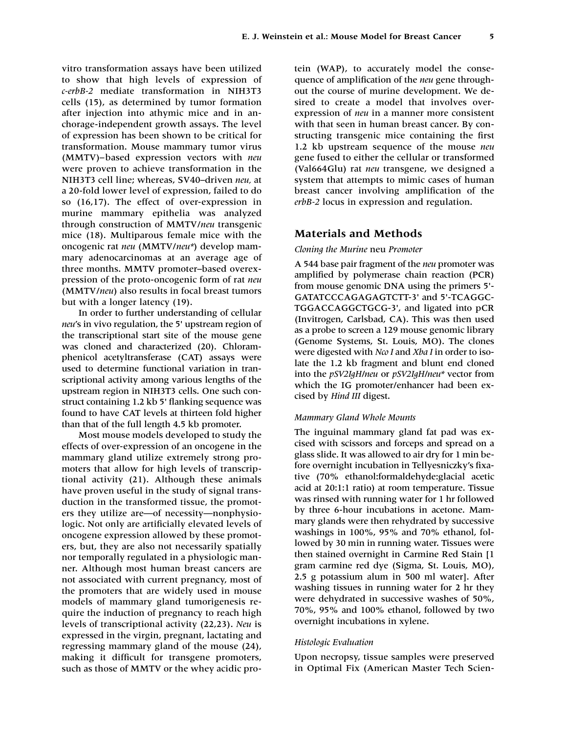vitro transformation assays have been utilized to show that high levels of expression of *c-erbB-2* mediate transformation in NIH3T3 cells (15), as determined by tumor formation after injection into athymic mice and in anchorage-independent growth assays. The level of expression has been shown to be critical for transformation. Mouse mammary tumor virus (MMTV)–based expression vectors with *neu* were proven to achieve transformation in the NIH3T3 cell line; whereas, SV40–driven *neu,* at a 20-fold lower level of expression, failed to do so (16,17). The effect of over-expression in murine mammary epithelia was analyzed through construction of MMTV/*neu* transgenic mice (18). Multiparous female mice with the oncogenic rat *neu* (MMTV/*neu**) develop mammary adenocarcinomas at an average age of three months. MMTV promoter–based overexpression of the proto-oncogenic form of rat *neu* (MMTV/*neu*) also results in focal breast tumors but with a longer latency (19).

In order to further understanding of cellular *neu*'s in vivo regulation, the 5' upstream region of the transcriptional start site of the mouse gene was cloned and characterized (20). Chloramphenicol acetyltransferase (CAT) assays were used to determine functional variation in transcriptional activity among various lengths of the upstream region in NIH3T3 cells. One such construct containing 1.2 kb 5' flanking sequence was found to have CAT levels at thirteen fold higher than that of the full length 4.5 kb promoter.

Most mouse models developed to study the effects of over-expression of an oncogene in the mammary gland utilize extremely strong promoters that allow for high levels of transcriptional activity (21). Although these animals have proven useful in the study of signal transduction in the transformed tissue, the promoters they utilize are—of necessity—nonphysiologic. Not only are artificially elevated levels of oncogene expression allowed by these promoters, but, they are also not necessarily spatially nor temporally regulated in a physiologic manner. Although most human breast cancers are not associated with current pregnancy, most of the promoters that are widely used in mouse models of mammary gland tumorigenesis require the induction of pregnancy to reach high levels of transcriptional activity (22,23). *Neu* is expressed in the virgin, pregnant, lactating and regressing mammary gland of the mouse (24), making it difficult for transgene promoters, such as those of MMTV or the whey acidic protein (WAP), to accurately model the consequence of amplification of the *neu* gene throughout the course of murine development. We desired to create a model that involves over-expression of *neu* in a manner more consistent with that seen in human breast cancer. By constructing transgenic mice containing the first 1.2 kb upstream sequence of the mouse *neu* gene fused to either the cellular or transformed (Val664Glu) rat *neu* transgene, we designed a system that attempts to mimic cases of human breast cancer involving amplification of the *erbB-2* locus in expression and regulation.

## Materials and Methods

### *Cloning the Murine* neu *Promoter*

A 544 base pair fragment of the *neu* promoter was amplified by polymerase chain reaction (PCR) from mouse genomic DNA using the primers 5'-GATATCCCAGAGAGTCTT-3' and 5'-TCAGGCTGGACCAGGCTGCG-3', and ligated into pCR (Invitrogen, Carlsbad, CA). This was then used as a probe to screen a 129 mouse genomic library (Genome Systems, St. Louis, MO). The clones were digested with *Nco I* and *Xba I* in order to isolate the 1.2 kb fragment and blunt end cloned into the *pSV2IgH/neu* or *pSV2IgH/neu** vector from which the IG promoter/enhancer had been excised by *Hind III* digest.

### *Mammary Gland Whole Mounts*

The inguinal mammary gland fat pad was excised with scissors and forceps and spread on a glass slide. It was allowed to air dry for 1 min before overnight incubation in Tellyesniczky's fixative (70% ethanol:formaldehyde:glacial acetic acid at 20:1:1 ratio) at room temperature. Tissue was rinsed with running water for 1 hr followed by three 6-hour incubations in acetone. Mammary glands were then rehydrated by successive washings in 100%, 95% and 70% ethanol, followed by 30 min in running water. Tissues were then stained overnight in Carmine Red Stain [1 gram carmine red dye (Sigma, St. Louis, MO), 2.5 g potassium alum in 500 ml water]. After washing tissues in running water for 2 hr they were dehydrated in successive washes of 50%, 70%, 95% and 100% ethanol, followed by two overnight incubations in xylene.

### *Histologic Evaluation*

Upon necropsy, tissue samples were preserved in Optimal Fix (American Master Tech Scien-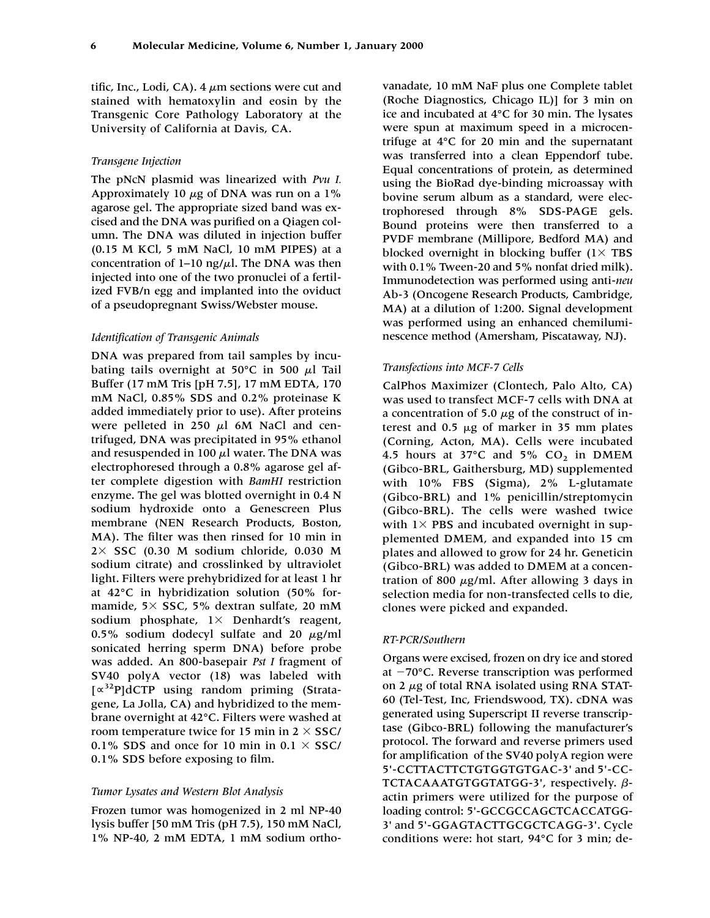tific, Inc., Lodi, CA). 4 $\mu$m sections were cut and stained with hematoxylin and eosin by the Transgenic Core Pathology Laboratory at the University of California at Davis, CA.

### *Transgene Injection*

The pNcN plasmid was linearized with *Pvu I.* Approximately 10 $\mu$g of DNA was run on a 1% agarose gel. The appropriate sized band was excised and the DNA was purified on a Qiagen column. The DNA was diluted in injection buffer (0.15 M KCl, 5 mM NaCl, 10 mM PIPES) at a concentration of 1–10 ng/$\mu$l. The DNA was then injected into one of the two pronuclei of a fertilized FVB/n egg and implanted into the oviduct of a pseudopregnant Swiss/Webster mouse.

### *Identification of Transgenic Animals*

DNA was prepared from tail samples by incubating tails overnight at 50°C in 500 $\mu$l Tail Buffer (17 mM Tris [pH 7.5], 17 mM EDTA, 170 mM NaCl, 0.85% SDS and 0.2% proteinase K added immediately prior to use). After proteins were pelleted in 250 $\mu$l 6M NaCl and centrifuged, DNA was precipitated in 95% ethanol and resuspended in 100 $\mu$l water. The DNA was electrophoresed through a 0.8% agarose gel after complete digestion with *BamHI* restriction enzyme. The gel was blotted overnight in 0.4 N sodium hydroxide onto a Genescreen Plus membrane (NEN Research Products, Boston, MA). The filter was then rinsed for 10 min in 2× SSC (0.30 M sodium chloride, 0.030 M sodium citrate) and crosslinked by ultraviolet light. Filters were prehybridized for at least 1 hr at 42°C in hybridization solution (50% formamide, 5× SSC, 5% dextran sulfate, 20 mM sodium phosphate, 1× Denhardt's reagent, 0.5% sodium dodecyl sulfate and 20 $\mu$g/ml sonicated herring sperm DNA) before probe was added. An 800-basepair *Pst I* fragment of SV40 polyA vector (18) was labeled with [$\alpha^{32}$P]dCTP using random priming (Stratagene, La Jolla, CA) and hybridized to the membrane overnight at 42°C. Filters were washed at room temperature twice for 15 min in 2 × SSC/0.1% SDS and once for 10 min in 0.1 × SSC/0.1% SDS before exposing to film.

### *Tumor Lysates and Western Blot Analysis*

Frozen tumor was homogenized in 2 ml NP-40 lysis buffer [50 mM Tris (pH 7.5), 150 mM NaCl, 1% NP-40, 2 mM EDTA, 1 mM sodium orthovanadate, 10 mM NaF plus one Complete tablet (Roche Diagnostics, Chicago IL)] for 3 min on ice and incubated at 4°C for 30 min. The lysates were spun at maximum speed in a microcentrifuge at 4°C for 20 min and the supernatant was transferred into a clean Eppendorf tube. Equal concentrations of protein, as determined using the BioRad dye-binding microassay with bovine serum album as a standard, were electrophoresed through 8% SDS-PAGE gels. Bound proteins were then transferred to a PVDF membrane (Millipore, Bedford MA) and blocked overnight in blocking buffer (1× TBS with 0.1% Tween-20 and 5% nonfat dried milk). Immunodetection was performed using anti-*neu* Ab-3 (Oncogene Research Products, Cambridge, MA) at a dilution of 1:200. Signal development was performed using an enhanced chemiluminescence method (Amersham, Piscataway, NJ).

### *Transfections into MCF-7 Cells*

CalPhos Maximizer (Clontech, Palo Alto, CA) was used to transfect MCF-7 cells with DNA at a concentration of 5.0 $\mu$g of the construct of interest and 0.5 $\mu$g of marker in 35 mm plates (Corning, Acton, MA). Cells were incubated 4.5 hours at 37°C and 5% $CO_2$ in DMEM (Gibco-BRL, Gaithersburg, MD) supplemented with 10% FBS (Sigma), 2% L-glutamate (Gibco-BRL) and 1% penicillin/streptomycin (Gibco-BRL). The cells were washed twice with 1× PBS and incubated overnight in supplemented DMEM, and expanded into 15 cm plates and allowed to grow for 24 hr. Geneticin (Gibco-BRL) was added to DMEM at a concentration of 800 $\mu$g/ml. After allowing 3 days in selection media for non-transfected cells to die, clones were picked and expanded.

### *RT-PCR/Southern*

Organs were excised, frozen on dry ice and stored at −70°C. Reverse transcription was performed on 2 $\mu$g of total RNA isolated using RNA STAT-60 (Tel-Test, Inc, Friendswood, TX). cDNA was generated using Superscript II reverse transcriptase (Gibco-BRL) following the manufacturer's protocol. The forward and reverse primers used for amplification of the SV40 polyA region were 5'-CCTTACTTCTGTGGTGTGAC-3' and 5'-CCTCTACAAATGTGGTATGG-3', respectively. $\beta$-actin primers were utilized for the purpose of loading control: 5'-GCCGCCAGCTCACCATGG-3' and 5'-GGAGTACTTGCGCTCAGG-3'. Cycle conditions were: hot start, 94°C for 3 min; de-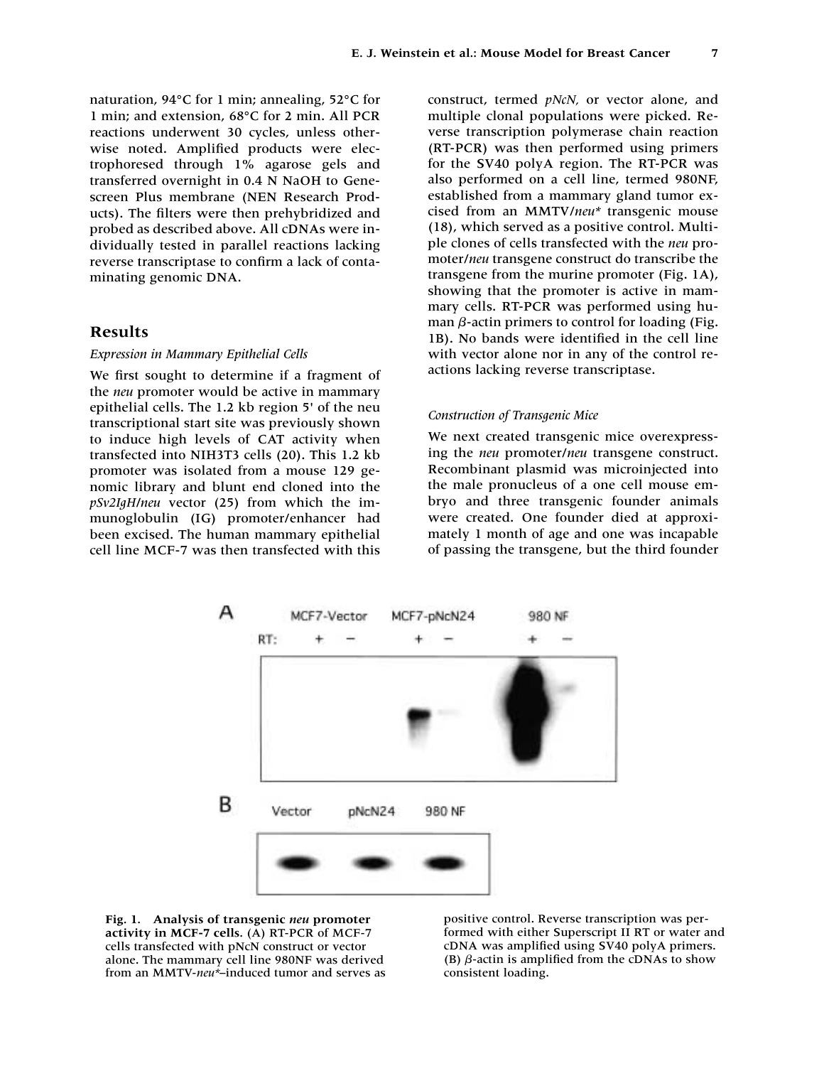naturation, 94°C for 1 min; annealing, 52°C for 1 min; and extension, 68°C for 2 min. All PCR reactions underwent 30 cycles, unless otherwise noted. Amplified products were electrophoresed through 1% agarose gels and transferred overnight in 0.4 N NaOH to Genescreen Plus membrane (NEN Research Products). The filters were then prehybridized and probed as described above. All cDNAs were individually tested in parallel reactions lacking reverse transcriptase to confirm a lack of contaminating genomic DNA.

## Results

### *Expression in Mammary Epithelial Cells*

We first sought to determine if a fragment of the *neu* promoter would be active in mammary epithelial cells. The 1.2 kb region 5' of the neu transcriptional start site was previously shown to induce high levels of CAT activity when transfected into NIH3T3 cells (20). This 1.2 kb promoter was isolated from a mouse 129 genomic library and blunt end cloned into the *pSv2IgH/neu* vector (25) from which the immunoglobulin (IG) promoter/enhancer had been excised. The human mammary epithelial cell line MCF-7 was then transfected with this construct, termed *pNcN,* or vector alone, and multiple clonal populations were picked. Reverse transcription polymerase chain reaction (RT-PCR) was then performed using primers for the SV40 polyA region. The RT-PCR was also performed on a cell line, termed 980NF, established from a mammary gland tumor excised from an MMTV/*neu*\* transgenic mouse (18), which served as a positive control. Multiple clones of cells transfected with the *neu* promoter/*neu* transgene construct do transcribe the transgene from the murine promoter (Fig. 1A), showing that the promoter is active in mammary cells. RT-PCR was performed using human $\beta$-actin primers to control for loading (Fig. 1B). No bands were identified in the cell line with vector alone nor in any of the control reactions lacking reverse transcriptase.

### *Construction of Transgenic Mice*

We next created transgenic mice overexpressing the *neu* promoter/*neu* transgene construct. Recombinant plasmid was microinjected into the male pronucleus of a one cell mouse embryo and three transgenic founder animals were created. One founder died at approximately 1 month of age and one was incapable of passing the transgene, but the third founder

**Fig. 1. Analysis of transgenic *neu* promoter activity in MCF-7 cells.** (A) RT-PCR of MCF-7 cells transfected with pNcN construct or vector alone. The mammary cell line 980NF was derived from an MMTV-*neu*\*–induced tumor and serves as positive control. Reverse transcription was performed with either Superscript II RT or water and cDNA was amplified using SV40 polyA primers. (B) $\beta$-actin is amplified from the cDNAs to show consistent loading.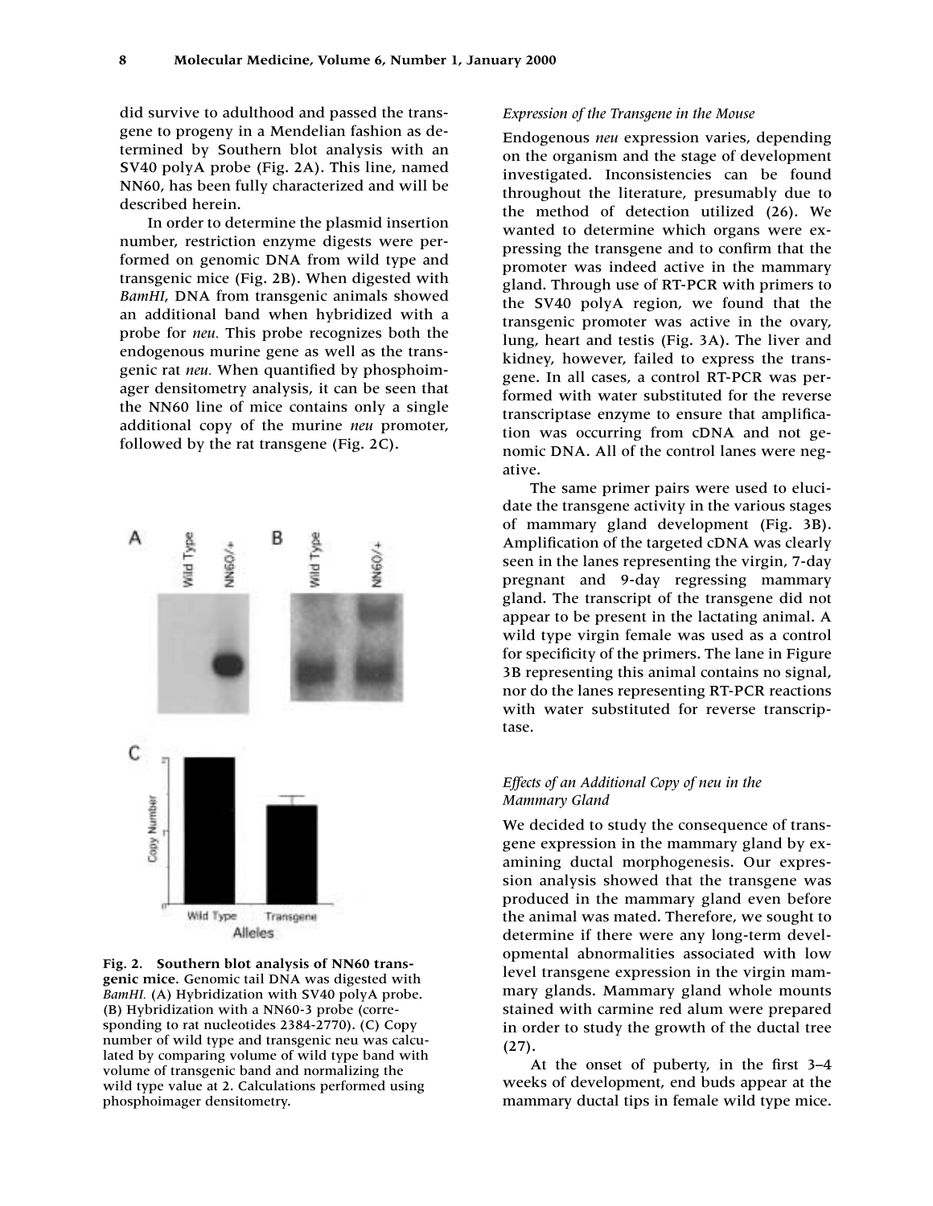did survive to adulthood and passed the transgene to progeny in a Mendelian fashion as determined by Southern blot analysis with an SV40 polyA probe (Fig. 2A). This line, named NN60, has been fully characterized and will be described herein.

In order to determine the plasmid insertion number, restriction enzyme digests were performed on genomic DNA from wild type and transgenic mice (Fig. 2B). When digested with *BamHI*, DNA from transgenic animals showed an additional band when hybridized with a probe for *neu.* This probe recognizes both the endogenous murine gene as well as the transgenic rat *neu.* When quantified by phosphoimager densitometry analysis, it can be seen that the NN60 line of mice contains only a single additional copy of the murine *neu* promoter, followed by the rat transgene (Fig. 2C).

**Fig. 2. Southern blot analysis of NN60 transgenic mice.** Genomic tail DNA was digested with *BamHI.* (A) Hybridization with SV40 polyA probe. (B) Hybridization with a NN60-3 probe (corresponding to rat nucleotides 2384-2770). (C) Copy number of wild type and transgenic neu was calculated by comparing volume of wild type band with volume of transgenic band and normalizing the wild type value at 2. Calculations performed using phosphoimager densitometry.

*Expression of the Transgene in the Mouse*

Endogenous *neu* expression varies, depending on the organism and the stage of development investigated. Inconsistencies can be found throughout the literature, presumably due to the method of detection utilized (26). We wanted to determine which organs were expressing the transgene and to confirm that the promoter was indeed active in the mammary gland. Through use of RT-PCR with primers to the SV40 polyA region, we found that the transgenic promoter was active in the ovary, lung, heart and testis (Fig. 3A). The liver and kidney, however, failed to express the transgene. In all cases, a control RT-PCR was performed with water substituted for the reverse transcriptase enzyme to ensure that amplification was occurring from cDNA and not genomic DNA. All of the control lanes were negative.

The same primer pairs were used to elucidate the transgene activity in the various stages of mammary gland development (Fig. 3B). Amplification of the targeted cDNA was clearly seen in the lanes representing the virgin, 7-day pregnant and 9-day regressing mammary gland. The transcript of the transgene did not appear to be present in the lactating animal. A wild type virgin female was used as a control for specificity of the primers. The lane in Figure 3B representing this animal contains no signal, nor do the lanes representing RT-PCR reactions with water substituted for reverse transcriptase.

*Effects of an Additional Copy of neu in the Mammary Gland*

We decided to study the consequence of transgene expression in the mammary gland by examining ductal morphogenesis. Our expression analysis showed that the transgene was produced in the mammary gland even before the animal was mated. Therefore, we sought to determine if there were any long-term developmental abnormalities associated with low level transgene expression in the virgin mammary glands. Mammary gland whole mounts stained with carmine red alum were prepared in order to study the growth of the ductal tree (27).

At the onset of puberty, in the first 3–4 weeks of development, end buds appear at the mammary ductal tips in female wild type mice.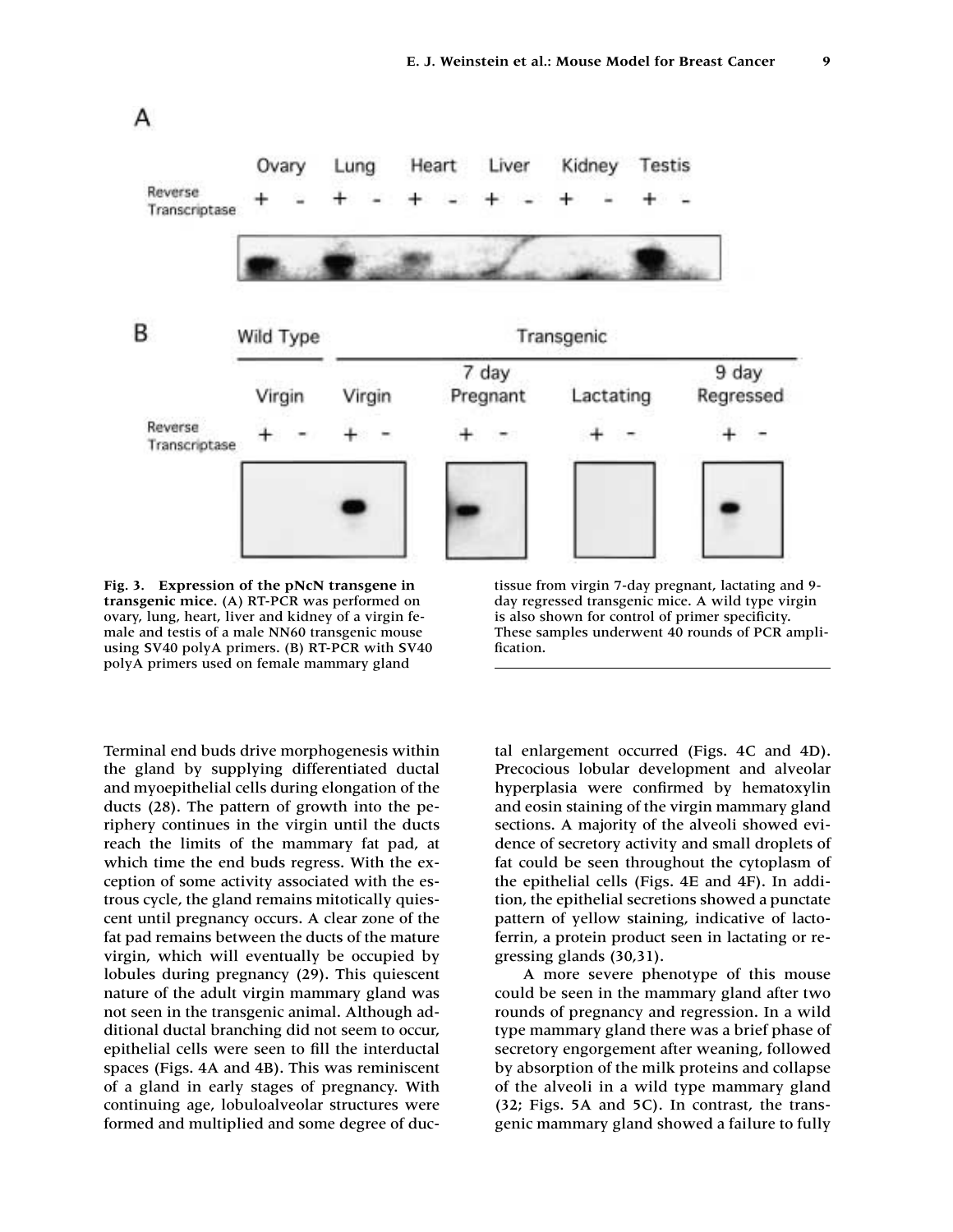**Fig. 3. Expression of the pNcN transgene in transgenic mice.** (A) RT-PCR was performed on ovary, lung, heart, liver and kidney of a virgin female and testis of a male NN60 transgenic mouse using SV40 polyA primers. (B) RT-PCR with SV40 polyA primers used on female mammary gland tissue from virgin 7-day pregnant, lactating and 9-day regressed transgenic mice. A wild type virgin is also shown for control of primer specificity. These samples underwent 40 rounds of PCR amplification.

Terminal end buds drive morphogenesis within the gland by supplying differentiated ductal and myoepithelial cells during elongation of the ducts (28). The pattern of growth into the periphery continues in the virgin until the ducts reach the limits of the mammary fat pad, at which time the end buds regress. With the exception of some activity associated with the estrous cycle, the gland remains mitotically quiescent until pregnancy occurs. A clear zone of the fat pad remains between the ducts of the mature virgin, which will eventually be occupied by lobules during pregnancy (29). This quiescent nature of the adult virgin mammary gland was not seen in the transgenic animal. Although additional ductal branching did not seem to occur, epithelial cells were seen to fill the interductal spaces (Figs. 4A and 4B). This was reminiscent of a gland in early stages of pregnancy. With continuing age, lobuloalveolar structures were formed and multiplied and some degree of ductal enlargement occurred (Figs. 4C and 4D). Precocious lobular development and alveolar hyperplasia were confirmed by hematoxylin and eosin staining of the virgin mammary gland sections. A majority of the alveoli showed evidence of secretory activity and small droplets of fat could be seen throughout the cytoplasm of the epithelial cells (Figs. 4E and 4F). In addition, the epithelial secretions showed a punctate pattern of yellow staining, indicative of lactoferrin, a protein product seen in lactating or regressing glands (30,31).

A more severe phenotype of this mouse could be seen in the mammary gland after two rounds of pregnancy and regression. In a wild type mammary gland there was a brief phase of secretory engorgement after weaning, followed by absorption of the milk proteins and collapse of the alveoli in a wild type mammary gland (32; Figs. 5A and 5C). In contrast, the transgenic mammary gland showed a failure to fully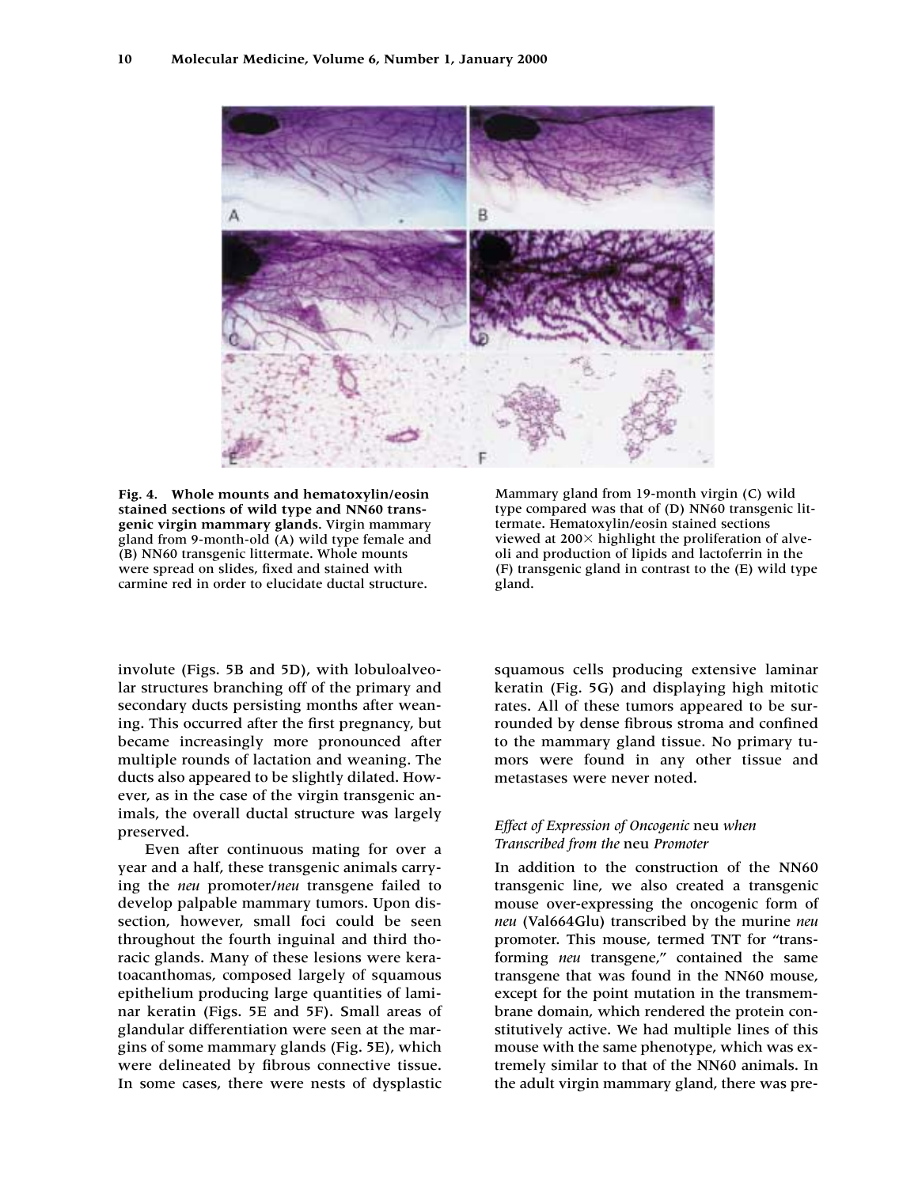**Fig. 4. Whole mounts and hematoxylin/eosin stained sections of wild type and NN60 transgenic virgin mammary glands.** Virgin mammary gland from 9-month-old (A) wild type female and (B) NN60 transgenic littermate. Whole mounts were spread on slides, fixed and stained with carmine red in order to elucidate ductal structure. Mammary gland from 19-month virgin (C) wild type compared was that of (D) NN60 transgenic littermate. Hematoxylin/eosin stained sections viewed at 200× highlight the proliferation of alveoli and production of lipids and lactoferrin in the (F) transgenic gland in contrast to the (E) wild type gland.

involute (Figs. 5B and 5D), with lobuloalveolar structures branching off of the primary and secondary ducts persisting months after weaning. This occurred after the first pregnancy, but became increasingly more pronounced after multiple rounds of lactation and weaning. The ducts also appeared to be slightly dilated. However, as in the case of the virgin transgenic animals, the overall ductal structure was largely preserved.

Even after continuous mating for over a year and a half, these transgenic animals carrying the *neu* promoter/*neu* transgene failed to develop palpable mammary tumors. Upon dissection, however, small foci could be seen throughout the fourth inguinal and third thoracic glands. Many of these lesions were keratoacanthomas, composed largely of squamous epithelium producing large quantities of laminar keratin (Figs. 5E and 5F). Small areas of glandular differentiation were seen at the margins of some mammary glands (Fig. 5E), which were delineated by fibrous connective tissue. In some cases, there were nests of dysplastic squamous cells producing extensive laminar keratin (Fig. 5G) and displaying high mitotic rates. All of these tumors appeared to be surrounded by dense fibrous stroma and confined to the mammary gland tissue. No primary tumors were found in any other tissue and metastases were never noted.

### *Effect of Expression of Oncogenic* neu *when Transcribed from the* neu *Promoter*

In addition to the construction of the NN60 transgenic line, we also created a transgenic mouse over-expressing the oncogenic form of *neu* (Val664Glu) transcribed by the murine *neu* promoter. This mouse, termed TNT for "transforming *neu* transgene," contained the same transgene that was found in the NN60 mouse, except for the point mutation in the transmembrane domain, which rendered the protein constitutively active. We had multiple lines of this mouse with the same phenotype, which was extremely similar to that of the NN60 animals. In the adult virgin mammary gland, there was pre-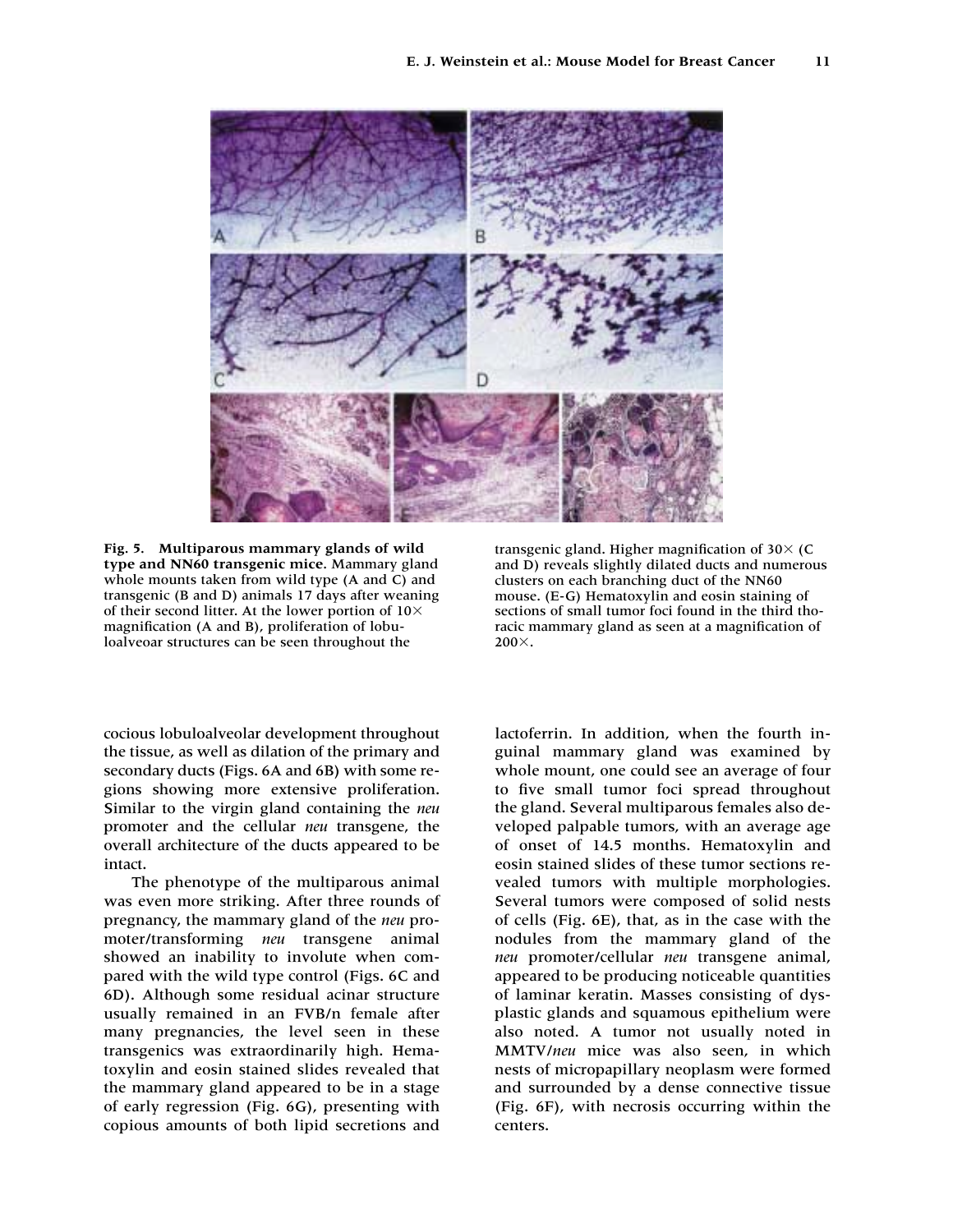**Fig. 5. Multiparous mammary glands of wild type and NN60 transgenic mice.** Mammary gland whole mounts taken from wild type (A and C) and transgenic (B and D) animals 17 days after weaning of their second litter. At the lower portion of 10× magnification (A and B), proliferation of lobuloalveoar structures can be seen throughout the transgenic gland. Higher magnification of 30× (C and D) reveals slightly dilated ducts and numerous clusters on each branching duct of the NN60 mouse. (E-G) Hematoxylin and eosin staining of sections of small tumor foci found in the third thoracic mammary gland as seen at a magnification of 200×.

cocious lobuloalveolar development throughout the tissue, as well as dilation of the primary and secondary ducts (Figs. 6A and 6B) with some regions showing more extensive proliferation. Similar to the virgin gland containing the *neu* promoter and the cellular *neu* transgene, the overall architecture of the ducts appeared to be intact.

The phenotype of the multiparous animal was even more striking. After three rounds of pregnancy, the mammary gland of the *neu* promoter/transforming *neu* transgene animal showed an inability to involute when compared with the wild type control (Figs. 6C and 6D). Although some residual acinar structure usually remained in an FVB/n female after many pregnancies, the level seen in these transgenics was extraordinarily high. Hematoxylin and eosin stained slides revealed that the mammary gland appeared to be in a stage of early regression (Fig. 6G), presenting with copious amounts of both lipid secretions and lactoferrin. In addition, when the fourth inguinal mammary gland was examined by whole mount, one could see an average of four to five small tumor foci spread throughout the gland. Several multiparous females also developed palpable tumors, with an average age of onset of 14.5 months. Hematoxylin and eosin stained slides of these tumor sections revealed tumors with multiple morphologies. Several tumors were composed of solid nests of cells (Fig. 6E), that, as in the case with the nodules from the mammary gland of the *neu* promoter/cellular *neu* transgene animal, appeared to be producing noticeable quantities of laminar keratin. Masses consisting of dysplastic glands and squamous epithelium were also noted. A tumor not usually noted in MMTV/*neu* mice was also seen, in which nests of micropapillary neoplasm were formed and surrounded by a dense connective tissue (Fig. 6F), with necrosis occurring within the centers.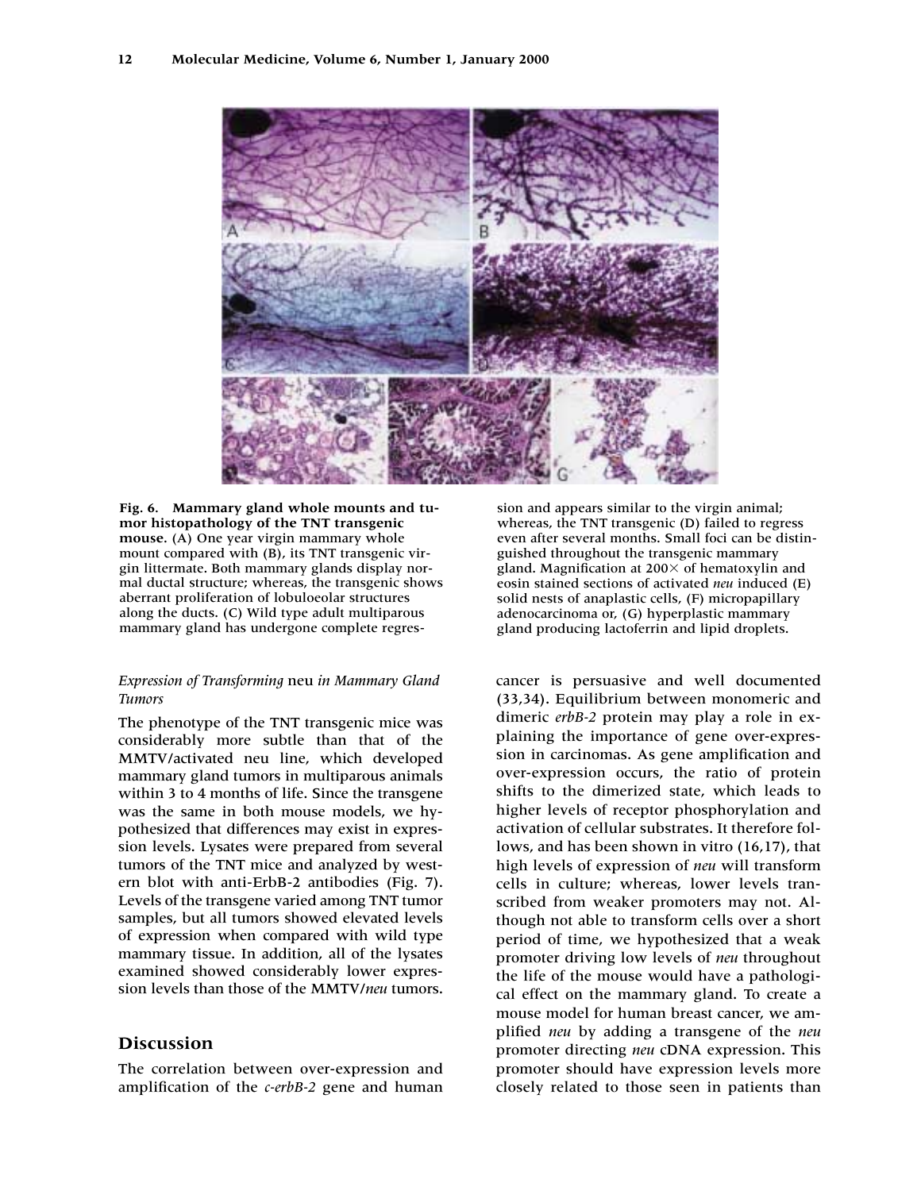Fig. 6. **Mammary gland whole mounts and tumor histopathology of the TNT transgenic mouse.** (A) One year virgin mammary whole mount compared with (B), its TNT transgenic virgin littermate. Both mammary glands display normal ductal structure; whereas, the transgenic shows aberrant proliferation of lobuloeolar structures along the ducts. (C) Wild type adult multiparous mammary gland has undergone complete regression and appears similar to the virgin animal; whereas, the TNT transgenic (D) failed to regress even after several months. Small foci can be distinguished throughout the transgenic mammary gland. Magnification at 200× of hematoxylin and eosin stained sections of activated *neu* induced (E) solid nests of anaplastic cells, (F) micropapillary adenocarcinoma or, (G) hyperplastic mammary gland producing lactoferrin and lipid droplets.

### *Expression of Transforming* neu *in Mammary Gland Tumors*

The phenotype of the TNT transgenic mice was considerably more subtle than that of the MMTV/activated neu line, which developed mammary gland tumors in multiparous animals within 3 to 4 months of life. Since the transgene was the same in both mouse models, we hypothesized that differences may exist in expression levels. Lysates were prepared from several tumors of the TNT mice and analyzed by western blot with anti-ErbB-2 antibodies (Fig. 7). Levels of the transgene varied among TNT tumor samples, but all tumors showed elevated levels of expression when compared with wild type mammary tissue. In addition, all of the lysates examined showed considerably lower expression levels than those of the MMTV/*neu* tumors.

## Discussion

The correlation between over-expression and amplification of the *c-erbB-2* gene and human cancer is persuasive and well documented (33,34). Equilibrium between monomeric and dimeric *erbB-2* protein may play a role in explaining the importance of gene over-expression in carcinomas. As gene amplification and over-expression occurs, the ratio of protein shifts to the dimerized state, which leads to higher levels of receptor phosphorylation and activation of cellular substrates. It therefore follows, and has been shown in vitro (16,17), that high levels of expression of *neu* will transform cells in culture; whereas, lower levels transcribed from weaker promoters may not. Although not able to transform cells over a short period of time, we hypothesized that a weak promoter driving low levels of *neu* throughout the life of the mouse would have a pathological effect on the mammary gland. To create a mouse model for human breast cancer, we amplified *neu* by adding a transgene of the *neu* promoter directing *neu* cDNA expression. This promoter should have expression levels more closely related to those seen in patients than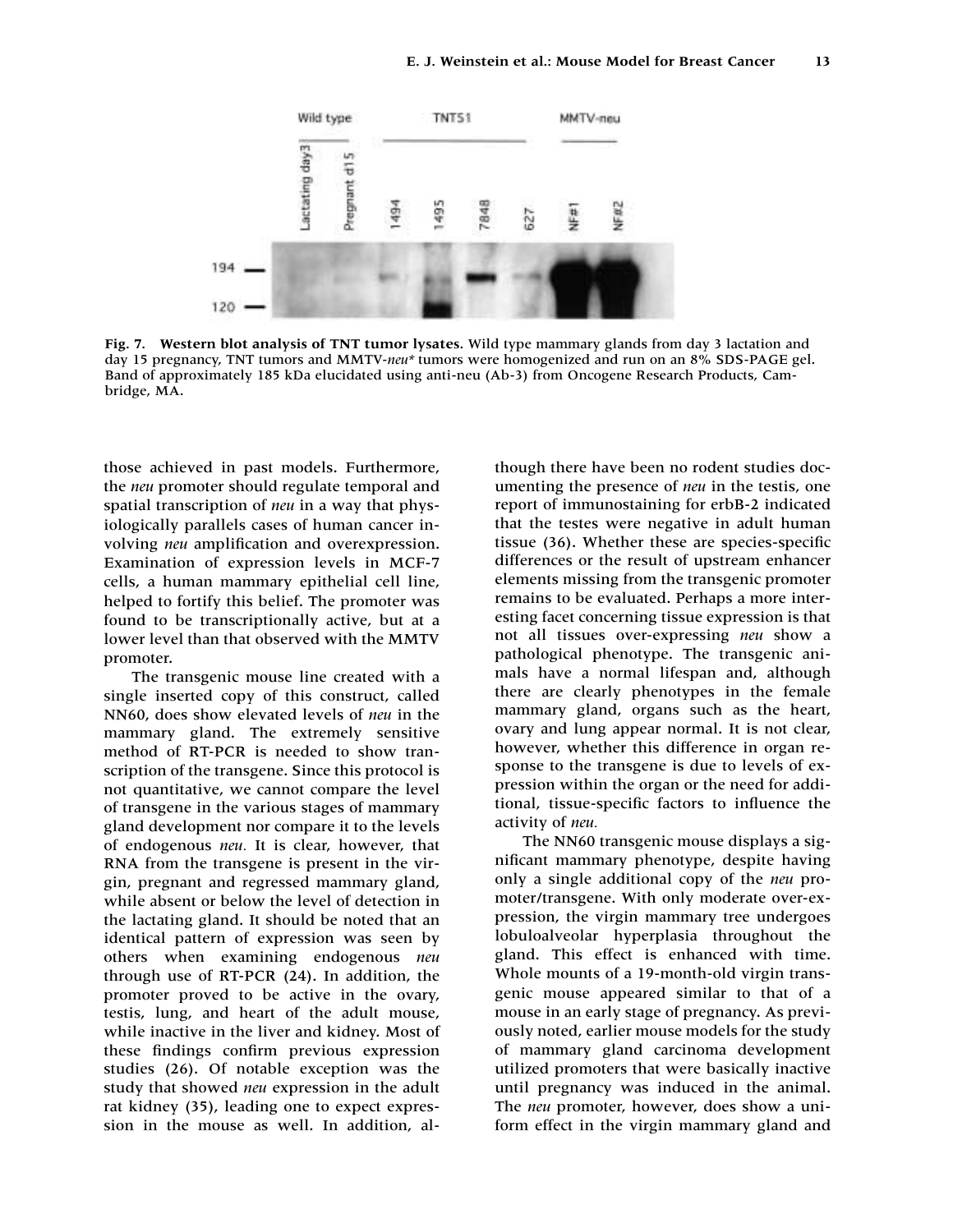**Fig. 7. Western blot analysis of TNT tumor lysates.** Wild type mammary glands from day 3 lactation and day 15 pregnancy, TNT tumors and MMTV-*neu** tumors were homogenized and run on an 8% SDS-PAGE gel. Band of approximately 185 kDa elucidated using anti-neu (Ab-3) from Oncogene Research Products, Cambridge, MA.

those achieved in past models. Furthermore, the *neu* promoter should regulate temporal and spatial transcription of *neu* in a way that physiologically parallels cases of human cancer involving *neu* amplification and overexpression. Examination of expression levels in MCF-7 cells, a human mammary epithelial cell line, helped to fortify this belief. The promoter was found to be transcriptionally active, but at a lower level than that observed with the MMTV promoter.

The transgenic mouse line created with a single inserted copy of this construct, called NN60, does show elevated levels of *neu* in the mammary gland. The extremely sensitive method of RT-PCR is needed to show transcription of the transgene. Since this protocol is not quantitative, we cannot compare the level of transgene in the various stages of mammary gland development nor compare it to the levels of endogenous *neu.* It is clear, however, that RNA from the transgene is present in the virgin, pregnant and regressed mammary gland, while absent or below the level of detection in the lactating gland. It should be noted that an identical pattern of expression was seen by others when examining endogenous *neu* through use of RT-PCR (24). In addition, the promoter proved to be active in the ovary, testis, lung, and heart of the adult mouse, while inactive in the liver and kidney. Most of these findings confirm previous expression studies (26). Of notable exception was the study that showed *neu* expression in the adult rat kidney (35), leading one to expect expression in the mouse as well. In addition, although there have been no rodent studies documenting the presence of *neu* in the testis, one report of immunostaining for erbB-2 indicated that the testes were negative in adult human tissue (36). Whether these are species-specific differences or the result of upstream enhancer elements missing from the transgenic promoter remains to be evaluated. Perhaps a more interesting facet concerning tissue expression is that not all tissues over-expressing *neu* show a pathological phenotype. The transgenic animals have a normal lifespan and, although there are clearly phenotypes in the female mammary gland, organs such as the heart, ovary and lung appear normal. It is not clear, however, whether this difference in organ response to the transgene is due to levels of expression within the organ or the need for additional, tissue-specific factors to influence the activity of *neu.*

The NN60 transgenic mouse displays a significant mammary phenotype, despite having only a single additional copy of the *neu* promoter/transgene. With only moderate over-expression, the virgin mammary tree undergoes lobuloalveolar hyperplasia throughout the gland. This effect is enhanced with time. Whole mounts of a 19-month-old virgin transgenic mouse appeared similar to that of a mouse in an early stage of pregnancy. As previously noted, earlier mouse models for the study of mammary gland carcinoma development utilized promoters that were basically inactive until pregnancy was induced in the animal. The *neu* promoter, however, does show a uniform effect in the virgin mammary gland and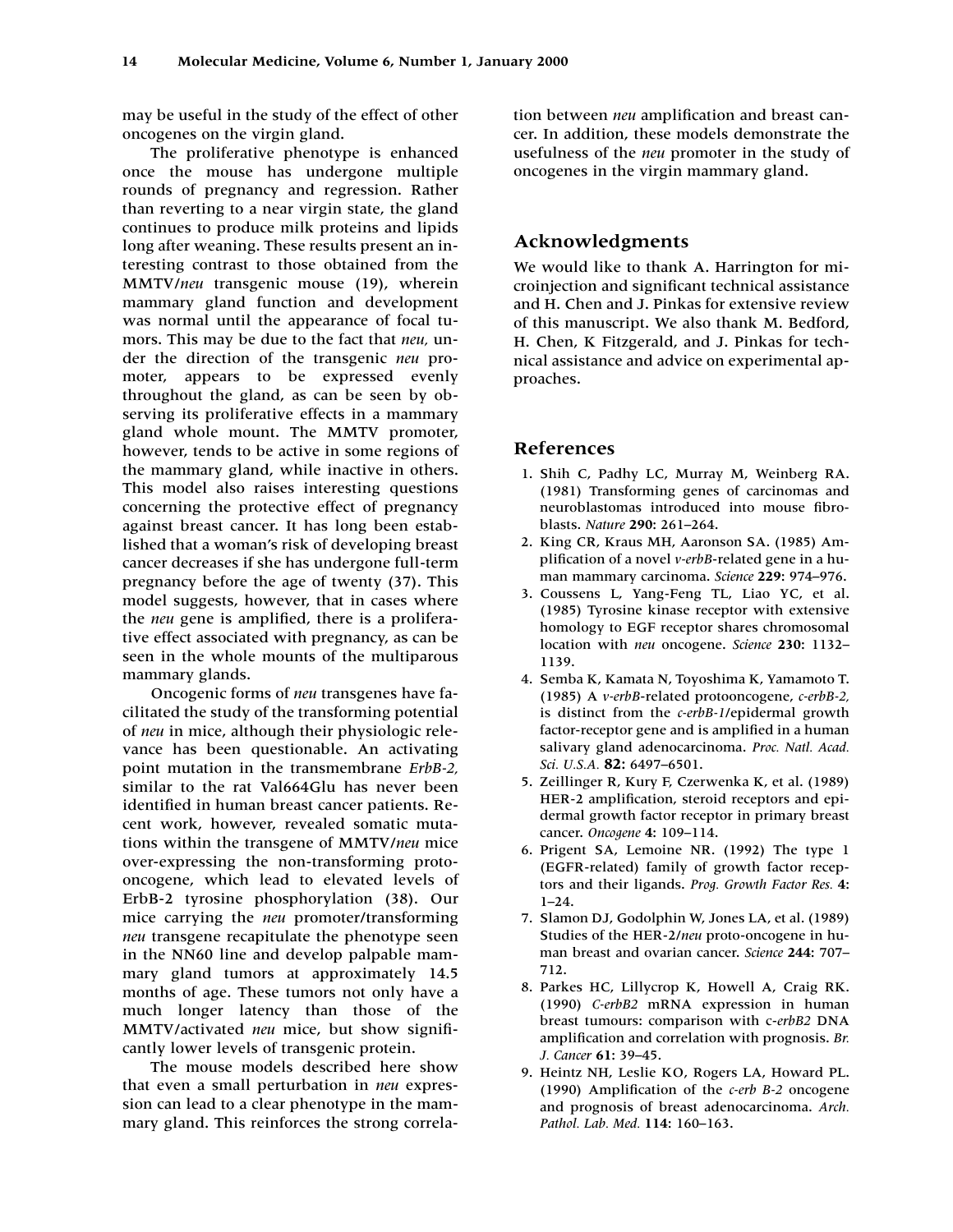may be useful in the study of the effect of other oncogenes on the virgin gland.

The proliferative phenotype is enhanced once the mouse has undergone multiple rounds of pregnancy and regression. Rather than reverting to a near virgin state, the gland continues to produce milk proteins and lipids long after weaning. These results present an interesting contrast to those obtained from the MMTV/*neu* transgenic mouse (19), wherein mammary gland function and development was normal until the appearance of focal tumors. This may be due to the fact that *neu,* under the direction of the transgenic *neu* promoter, appears to be expressed evenly throughout the gland, as can be seen by observing its proliferative effects in a mammary gland whole mount. The MMTV promoter, however, tends to be active in some regions of the mammary gland, while inactive in others. This model also raises interesting questions concerning the protective effect of pregnancy against breast cancer. It has long been established that a woman's risk of developing breast cancer decreases if she has undergone full-term pregnancy before the age of twenty (37). This model suggests, however, that in cases where the *neu* gene is amplified, there is a proliferative effect associated with pregnancy, as can be seen in the whole mounts of the multiparous mammary glands.

Oncogenic forms of *neu* transgenes have facilitated the study of the transforming potential of *neu* in mice, although their physiologic relevance has been questionable. An activating point mutation in the transmembrane *ErbB-2,* similar to the rat Val664Glu has never been identified in human breast cancer patients. Recent work, however, revealed somatic mutations within the transgene of MMTV/*neu* mice over-expressing the non-transforming proto-oncogene, which lead to elevated levels of ErbB-2 tyrosine phosphorylation (38). Our mice carrying the *neu* promoter/transforming *neu* transgene recapitulate the phenotype seen in the NN60 line and develop palpable mammary gland tumors at approximately 14.5 months of age. These tumors not only have a much longer latency than those of the MMTV/activated *neu* mice, but show significantly lower levels of transgenic protein.

The mouse models described here show that even a small perturbation in *neu* expression can lead to a clear phenotype in the mammary gland. This reinforces the strong correlation between *neu* amplification and breast cancer. In addition, these models demonstrate the usefulness of the *neu* promoter in the study of oncogenes in the virgin mammary gland.

## Acknowledgments

We would like to thank A. Harrington for microinjection and significant technical assistance and H. Chen and J. Pinkas for extensive review of this manuscript. We also thank M. Bedford, H. Chen, K Fitzgerald, and J. Pinkas for technical assistance and advice on experimental approaches.

## References

1. Shih C, Padhy LC, Murray M, Weinberg RA. (1981) Transforming genes of carcinomas and neuroblastomas introduced into mouse fibroblasts. *Nature* **290:** 261–264.
2. King CR, Kraus MH, Aaronson SA. (1985) Amplification of a novel *v-erbB*-related gene in a human mammary carcinoma. *Science* **229:** 974–976.
3. Coussens L, Yang-Feng TL, Liao YC, et al. (1985) Tyrosine kinase receptor with extensive homology to EGF receptor shares chromosomal location with *neu* oncogene. *Science* **230:** 1132–1139.
4. Semba K, Kamata N, Toyoshima K, Yamamoto T. (1985) A *v-erbB*-related protooncogene, *c-erbB-2,* is distinct from the *c-erbB-1*/epidermal growth factor-receptor gene and is amplified in a human salivary gland adenocarcinoma. *Proc. Natl. Acad. Sci. U.S.A.* **82:** 6497–6501.
5. Zeillinger R, Kury F, Czerwenka K, et al. (1989) HER-2 amplification, steroid receptors and epidermal growth factor receptor in primary breast cancer. *Oncogene* **4:** 109–114.
6. Prigent SA, Lemoine NR. (1992) The type 1 (EGFR-related) family of growth factor receptors and their ligands. *Prog. Growth Factor Res.* **4:** 1–24.
7. Slamon DJ, Godolphin W, Jones LA, et al. (1989) Studies of the HER-2/*neu* proto-oncogene in human breast and ovarian cancer. *Science* **244:** 707–712.
8. Parkes HC, Lillycrop K, Howell A, Craig RK. (1990) *C-erbB2* mRNA expression in human breast tumours: comparison with c-*erbB2* DNA amplification and correlation with prognosis. *Br. J. Cancer* **61:** 39–45.
9. Heintz NH, Leslie KO, Rogers LA, Howard PL. (1990) Amplification of the *c-erb B-2* oncogene and prognosis of breast adenocarcinoma. *Arch. Pathol. Lab. Med.* **114:** 160–163.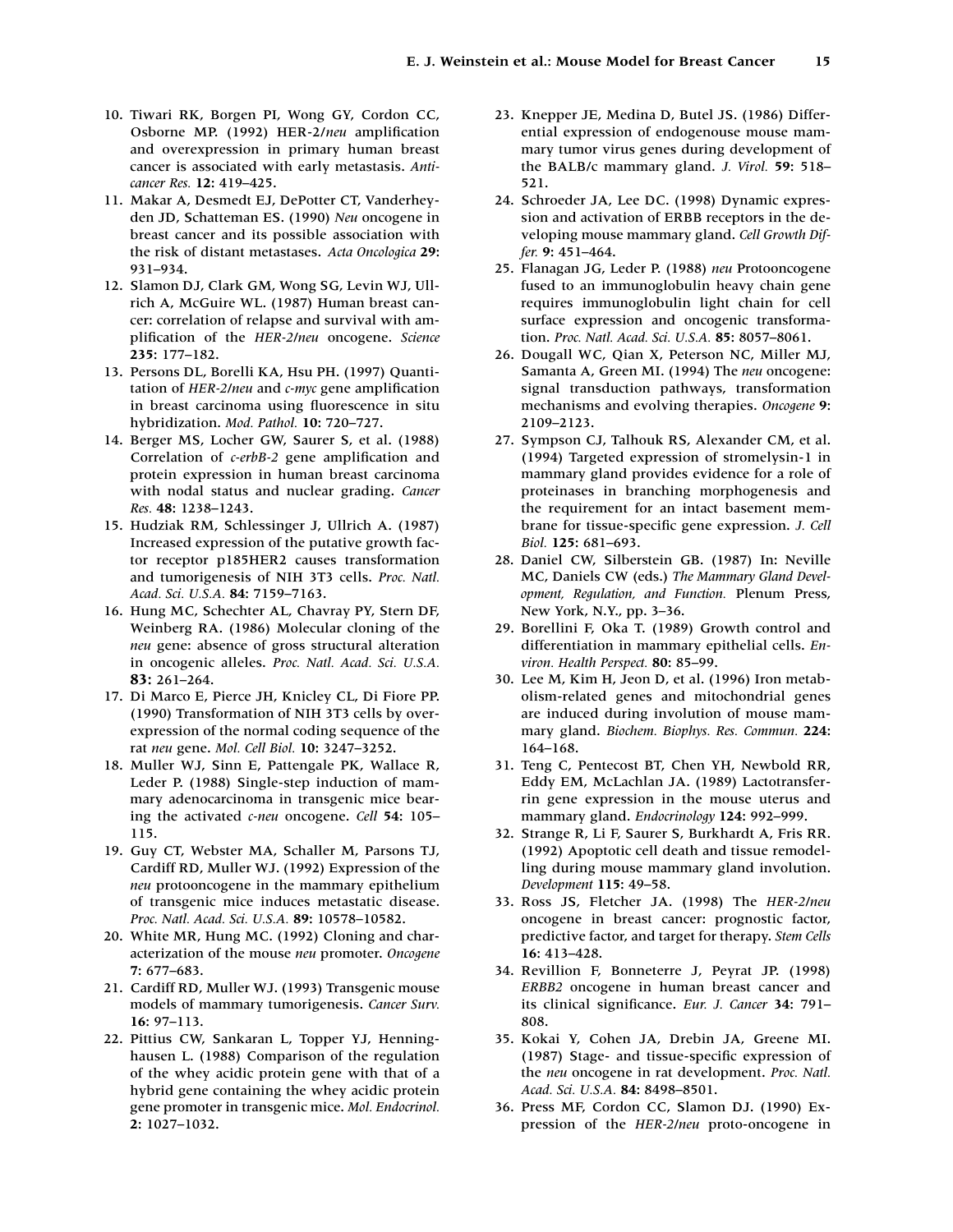10. Tiwari RK, Borgen PI, Wong GY, Cordon CC, Osborne MP. (1992) HER-2/*neu* amplification and overexpression in primary human breast cancer is associated with early metastasis. *Anticancer Res.* **12:** 419–425.
11. Makar A, Desmedt EJ, DePotter CT, Vanderheyden JD, Schatteman ES. (1990) *Neu* oncogene in breast cancer and its possible association with the risk of distant metastases. *Acta Oncologica* **29:** 931–934.
12. Slamon DJ, Clark GM, Wong SG, Levin WJ, Ullrich A, McGuire WL. (1987) Human breast cancer: correlation of relapse and survival with amplification of the *HER-2/neu* oncogene. *Science* **235:** 177–182.
13. Persons DL, Borelli KA, Hsu PH. (1997) Quantitation of *HER-2/neu* and *c-myc* gene amplification in breast carcinoma using fluorescence in situ hybridization. *Mod. Pathol.* **10:** 720–727.
14. Berger MS, Locher GW, Saurer S, et al. (1988) Correlation of *c-erbB-2* gene amplification and protein expression in human breast carcinoma with nodal status and nuclear grading. *Cancer Res.* **48:** 1238–1243.
15. Hudziak RM, Schlessinger J, Ullrich A. (1987) Increased expression of the putative growth factor receptor p185HER2 causes transformation and tumorigenesis of NIH 3T3 cells. *Proc. Natl. Acad. Sci. U.S.A.* **84:** 7159–7163.
16. Hung MC, Schechter AL, Chavray PY, Stern DF, Weinberg RA. (1986) Molecular cloning of the *neu* gene: absence of gross structural alteration in oncogenic alleles. *Proc. Natl. Acad. Sci. U.S.A.* **83:** 261–264.
17. Di Marco E, Pierce JH, Knicley CL, Di Fiore PP. (1990) Transformation of NIH 3T3 cells by overexpression of the normal coding sequence of the rat *neu* gene. *Mol. Cell Biol.* **10:** 3247–3252.
18. Muller WJ, Sinn E, Pattengale PK, Wallace R, Leder P. (1988) Single-step induction of mammary adenocarcinoma in transgenic mice bearing the activated *c-neu* oncogene. *Cell* **54:** 105–115.
19. Guy CT, Webster MA, Schaller M, Parsons TJ, Cardiff RD, Muller WJ. (1992) Expression of the *neu* protooncogene in the mammary epithelium of transgenic mice induces metastatic disease. *Proc. Natl. Acad. Sci. U.S.A.* **89:** 10578–10582.
20. White MR, Hung MC. (1992) Cloning and characterization of the mouse *neu* promoter. *Oncogene* **7:** 677–683.
21. Cardiff RD, Muller WJ. (1993) Transgenic mouse models of mammary tumorigenesis. *Cancer Surv.* **16:** 97–113.
22. Pittius CW, Sankaran L, Topper YJ, Hennighausen L. (1988) Comparison of the regulation of the whey acidic protein gene with that of a hybrid gene containing the whey acidic protein gene promoter in transgenic mice. *Mol. Endocrinol.* **2:** 1027–1032.
23. Knepper JE, Medina D, Butel JS. (1986) Differential expression of endogenouse mouse mammary tumor virus genes during development of the BALB/c mammary gland. *J. Virol.* **59:** 518–521.
24. Schroeder JA, Lee DC. (1998) Dynamic expression and activation of ERBB receptors in the developing mouse mammary gland. *Cell Growth Differ.* **9:** 451–464.
25. Flanagan JG, Leder P. (1988) *neu* Protooncogene fused to an immunoglobulin heavy chain gene requires immunoglobulin light chain for cell surface expression and oncogenic transformation. *Proc. Natl. Acad. Sci. U.S.A.* **85:** 8057–8061.
26. Dougall WC, Qian X, Peterson NC, Miller MJ, Samanta A, Green MI. (1994) The *neu* oncogene: signal transduction pathways, transformation mechanisms and evolving therapies. *Oncogene* **9:** 2109–2123.
27. Sympson CJ, Talhouk RS, Alexander CM, et al. (1994) Targeted expression of stromelysin-1 in mammary gland provides evidence for a role of proteinases in branching morphogenesis and the requirement for an intact basement membrane for tissue-specific gene expression. *J. Cell Biol.* **125:** 681–693.
28. Daniel CW, Silberstein GB. (1987) In: Neville MC, Daniels CW (eds.) *The Mammary Gland Development, Regulation, and Function.* Plenum Press, New York, N.Y., pp. 3–36.
29. Borellini F, Oka T. (1989) Growth control and differentiation in mammary epithelial cells. *Environ. Health Perspect.* **80:** 85–99.
30. Lee M, Kim H, Jeon D, et al. (1996) Iron metabolism-related genes and mitochondrial genes are induced during involution of mouse mammary gland. *Biochem. Biophys. Res. Commun.* **224:** 164–168.
31. Teng C, Pentecost BT, Chen YH, Newbold RR, Eddy EM, McLachlan JA. (1989) Lactotransferrin gene expression in the mouse uterus and mammary gland. *Endocrinology* **124:** 992–999.
32. Strange R, Li F, Saurer S, Burkhardt A, Fris RR. (1992) Apoptotic cell death and tissue remodelling during mouse mammary gland involution. *Development* **115:** 49–58.
33. Ross JS, Fletcher JA. (1998) The *HER-2/neu* oncogene in breast cancer: prognostic factor, predictive factor, and target for therapy. *Stem Cells* **16:** 413–428.
34. Revillion F, Bonneterre J, Peyrat JP. (1998) *ERBB2* oncogene in human breast cancer and its clinical significance. *Eur. J. Cancer* **34:** 791–808.
35. Kokai Y, Cohen JA, Drebin JA, Greene MI. (1987) Stage- and tissue-specific expression of the *neu* oncogene in rat development. *Proc. Natl. Acad. Sci. U.S.A.* **84:** 8498–8501.
36. Press MF, Cordon CC, Slamon DJ. (1990) Expression of the *HER-2/neu* proto-oncogene in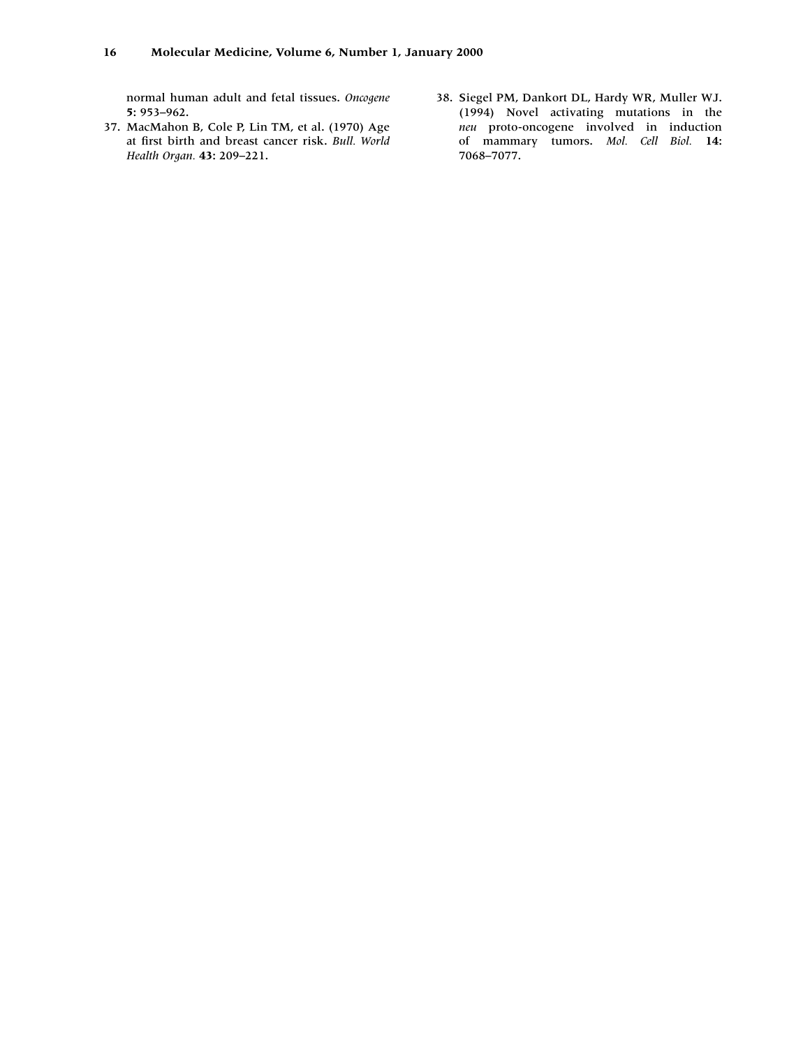normal human adult and fetal tissues. *Oncogene* **5:** 953–962.

37. MacMahon B, Cole P, Lin TM, et al. (1970) Age at first birth and breast cancer risk. *Bull. World Health Organ.* **43:** 209–221.
38. Siegel PM, Dankort DL, Hardy WR, Muller WJ. (1994) Novel activating mutations in the *neu* proto-oncogene involved in induction of mammary tumors. *Mol. Cell Biol.* **14:** 7068–7077.